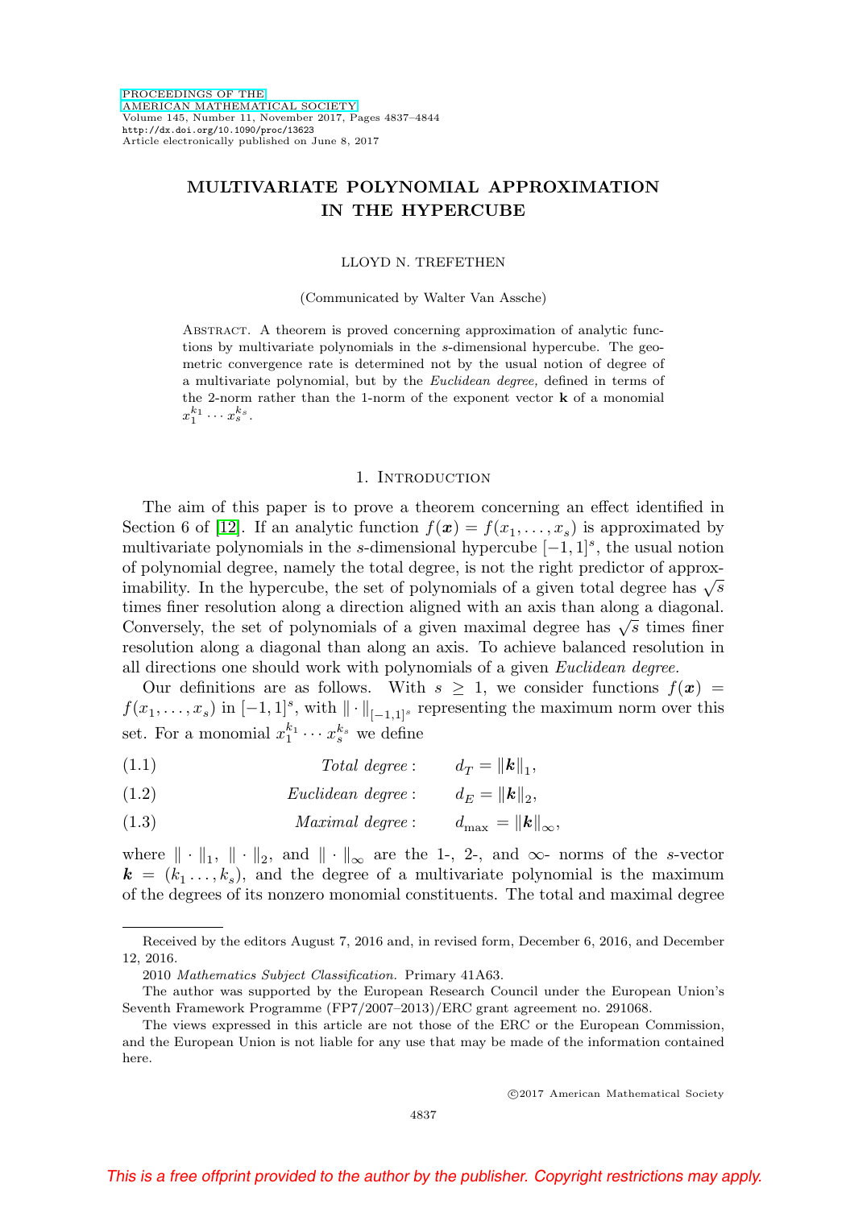# MULTIVARIATE POLYNOMIAL APPROXIMATION IN THE HYPERCUBE

LLOYD N. TREFETHEN

(Communicated by Walter Van Assche)

Abstract. A theorem is proved concerning approximation of analytic functions by multivariate polynomials in the $s$-dimensional hypercube. The geometric convergence rate is determined not by the usual notion of degree of a multivariate polynomial, but by the *Euclidean degree,* defined in terms of the 2-norm rather than the 1-norm of the exponent vector $\mathbf{k}$ of a monomial $x_1^{k_1} \cdots x_s^{k_s}$.

## 1. Introduction

The aim of this paper is to prove a theorem concerning an effect identified in Section 6 of [12]. If an analytic function $f(\boldsymbol{x}) = f(x_1, \dots, x_s)$ is approximated by multivariate polynomials in the $s$-dimensional hypercube $[-1,1]^s$, the usual notion of polynomial degree, namely the total degree, is not the right predictor of approximability. In the hypercube, the set of polynomials of a given total degree has $\sqrt{s}$ times finer resolution along a direction aligned with an axis than along a diagonal. Conversely, the set of polynomials of a given maximal degree has $\sqrt{s}$ times finer resolution along a diagonal than along an axis. To achieve balanced resolution in all directions one should work with polynomials of a given *Euclidean degree.*

Our definitions are as follows. With $s \geq 1$, we consider functions $f(\boldsymbol{x}) = f(x_1, \dots, x_s)$ in $[-1,1]^s$, with $\|\cdot\|_{[-1,1]^s}$ representing the maximum norm over this set. For a monomial $x_1^{k_1} \cdots x_s^{k_s}$ we define

$$\textit{Total degree}: \qquad d_T = \|\boldsymbol{k}\|_1, \tag{1.1}$$

$$\textit{Euclidean degree}: \qquad d_E = \|\boldsymbol{k}\|_2, \tag{1.2}$$

$$\textit{Maximal degree}: \qquad d_{\max} = \|\boldsymbol{k}\|_\infty, \tag{1.3}$$

where $\|\cdot\|_1$, $\|\cdot\|_2$, and $\|\cdot\|_\infty$ are the 1-, 2-, and $\infty$- norms of the $s$-vector $\boldsymbol{k} = (k_1 \dots, k_s)$, and the degree of a multivariate polynomial is the maximum of the degrees of its nonzero monomial constituents. The total and maximal degree

---

Received by the editors August 7, 2016 and, in revised form, December 6, 2016, and December 12, 2016.

2010 *Mathematics Subject Classification.* Primary 41A63.

The author was supported by the European Research Council under the European Union's Seventh Framework Programme (FP7/2007–2013)/ERC grant agreement no. 291068.

The views expressed in this article are not those of the ERC or the European Commission, and the European Union is not liable for any use that may be made of the information contained here.

©2017 American Mathematical Society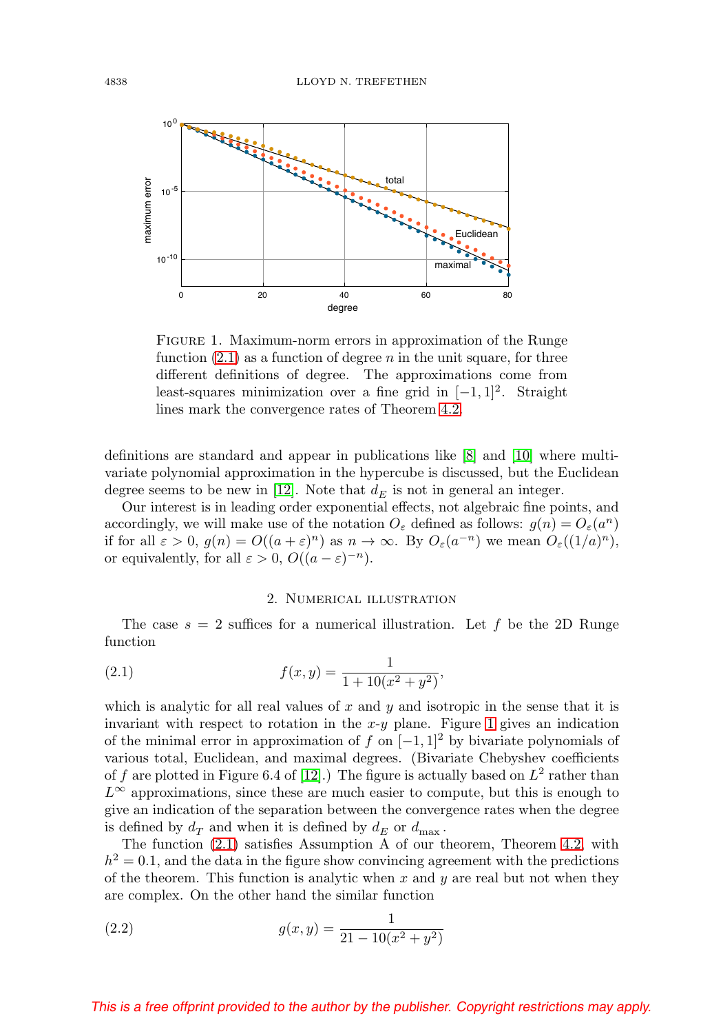FIGURE 1. Maximum-norm errors in approximation of the Runge function (2.1) as a function of degree $n$ in the unit square, for three different definitions of degree. The approximations come from least-squares minimization over a fine grid in $[-1,1]^2$. Straight lines mark the convergence rates of Theorem 4.2.

definitions are standard and appear in publications like [8] and [10] where multivariate polynomial approximation in the hypercube is discussed, but the Euclidean degree seems to be new in [12]. Note that $d_E$ is not in general an integer.

Our interest is in leading order exponential effects, not algebraic fine points, and accordingly, we will make use of the notation $O_\varepsilon$ defined as follows: $g(n) = O_\varepsilon(a^n)$ if for all $\varepsilon > 0$, $g(n) = O((a+\varepsilon)^n)$ as $n \to \infty$. By $O_\varepsilon(a^{-n})$ we mean $O_\varepsilon((1/a)^n)$, or equivalently, for all $\varepsilon > 0$, $O((a-\varepsilon)^{-n})$.

## 2. Numerical illustration

The case $s = 2$ suffices for a numerical illustration. Let $f$ be the 2D Runge function

$$f(x,y) = \frac{1}{1+10(x^2+y^2)}, \tag{2.1}$$

which is analytic for all real values of $x$ and $y$ and isotropic in the sense that it is invariant with respect to rotation in the $x$-$y$ plane. Figure 1 gives an indication of the minimal error in approximation of $f$ on $[-1,1]^2$ by bivariate polynomials of various total, Euclidean, and maximal degrees. (Bivariate Chebyshev coefficients of $f$ are plotted in Figure 6.4 of [12].) The figure is actually based on $L^2$ rather than $L^\infty$ approximations, since these are much easier to compute, but this is enough to give an indication of the separation between the convergence rates when the degree is defined by $d_T$ and when it is defined by $d_E$ or $d_{\max}$.

The function (2.1) satisfies Assumption A of our theorem, Theorem 4.2, with $h^2 = 0.1$, and the data in the figure show convincing agreement with the predictions of the theorem. This function is analytic when $x$ and $y$ are real but not when they are complex. On the other hand the similar function

$$g(x,y) = \frac{1}{21-10(x^2+y^2)} \tag{2.2}$$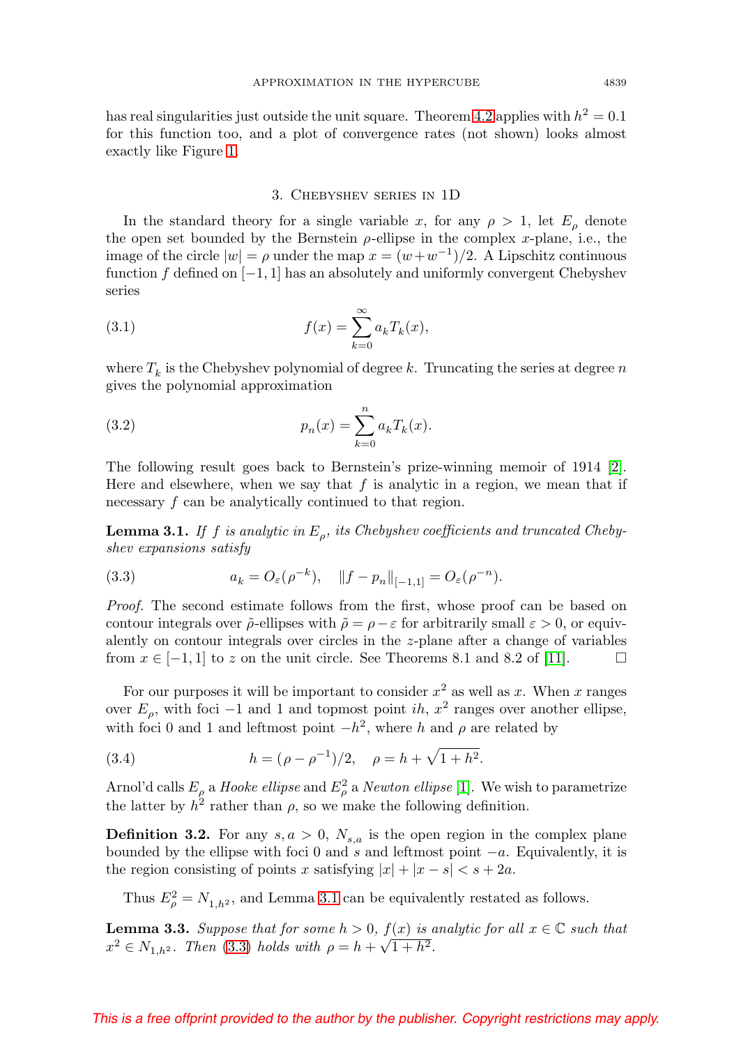has real singularities just outside the unit square. Theorem 4.2 applies with $h^2 = 0.1$ for this function too, and a plot of convergence rates (not shown) looks almost exactly like Figure 1.

## 3. Chebyshev series in 1D

In the standard theory for a single variable $x$, for any $\rho > 1$, let $E_\rho$ denote the open set bounded by the Bernstein $\rho$-ellipse in the complex $x$-plane, i.e., the image of the circle $|w| = \rho$ under the map $x = (w + w^{-1})/2$. A Lipschitz continuous function $f$ defined on $[-1, 1]$ has an absolutely and uniformly convergent Chebyshev series

$$f(x) = \sum_{k=0}^{\infty} a_k T_k(x), \tag{3.1}$$

where $T_k$ is the Chebyshev polynomial of degree $k$. Truncating the series at degree $n$ gives the polynomial approximation

$$p_n(x) = \sum_{k=0}^{n} a_k T_k(x). \tag{3.2}$$

The following result goes back to Bernstein's prize-winning memoir of 1914 [2]. Here and elsewhere, when we say that $f$ is analytic in a region, we mean that if necessary $f$ can be analytically continued to that region.

**Lemma 3.1.** *If $f$ is analytic in $E_\rho$, its Chebyshev coefficients and truncated Chebyshev expansions satisfy*

$$a_k = O_\varepsilon(\rho^{-k}), \quad \|f - p_n\|_{[-1,1]} = O_\varepsilon(\rho^{-n}). \tag{3.3}$$

*Proof.* The second estimate follows from the first, whose proof can be based on contour integrals over $\tilde{\rho}$-ellipses with $\tilde{\rho} = \rho - \varepsilon$ for arbitrarily small $\varepsilon > 0$, or equivalently on contour integrals over circles in the $z$-plane after a change of variables from $x \in [-1, 1]$ to $z$ on the unit circle. See Theorems 8.1 and 8.2 of [11]. $\square$

For our purposes it will be important to consider $x^2$ as well as $x$. When $x$ ranges over $E_\rho$, with foci $-1$ and $1$ and topmost point $ih$, $x^2$ ranges over another ellipse, with foci $0$ and $1$ and leftmost point $-h^2$, where $h$ and $\rho$ are related by

$$h = (\rho - \rho^{-1})/2, \quad \rho = h + \sqrt{1 + h^2}. \tag{3.4}$$

Arnol'd calls $E_\rho$ a *Hooke ellipse* and $E_\rho^2$ a *Newton ellipse* [1]. We wish to parametrize the latter by $h^2$ rather than $\rho$, so we make the following definition.

**Definition 3.2.** For any $s, a > 0$, $N_{s,a}$ is the open region in the complex plane bounded by the ellipse with foci $0$ and $s$ and leftmost point $-a$. Equivalently, it is the region consisting of points $x$ satisfying $|x| + |x - s| < s + 2a$.

Thus $E_\rho^2 = N_{1,h^2}$, and Lemma 3.1 can be equivalently restated as follows.

**Lemma 3.3.** *Suppose that for some $h > 0$, $f(x)$ is analytic for all $x \in \mathbb{C}$ such that $x^2 \in N_{1,h^2}$. Then (3.3) holds with $\rho = h + \sqrt{1 + h^2}$.*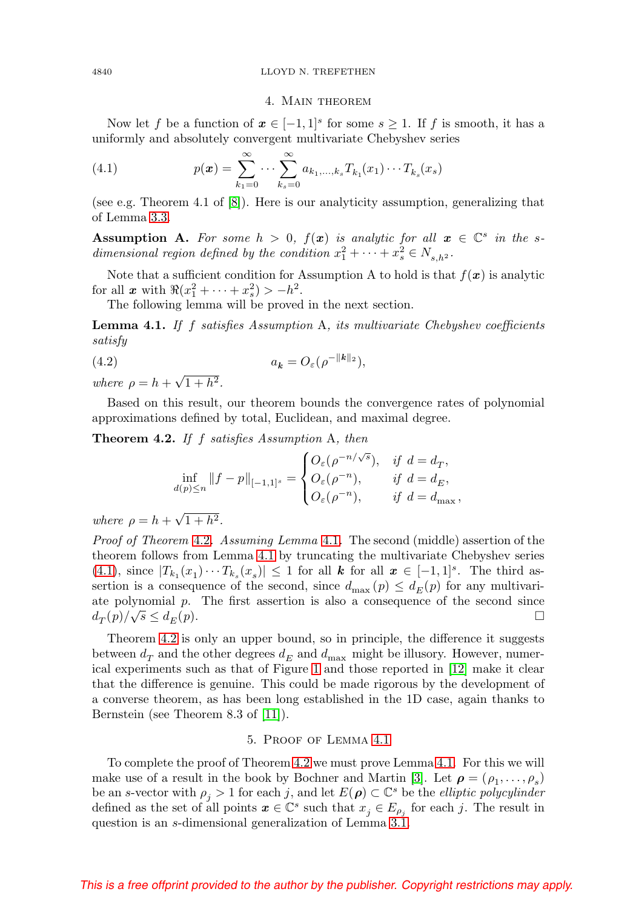## 4. Main theorem

Now let $f$ be a function of $\boldsymbol{x} \in [-1,1]^s$ for some $s \geq 1$. If $f$ is smooth, it has a uniformly and absolutely convergent multivariate Chebyshev series

$$p(\boldsymbol{x}) = \sum_{k_1=0}^{\infty} \cdots \sum_{k_s=0}^{\infty} a_{k_1,\ldots,k_s} T_{k_1}(x_1) \cdots T_{k_s}(x_s) \tag{4.1}$$

(see e.g. Theorem 4.1 of [8]). Here is our analyticity assumption, generalizing that of Lemma 3.3.

**Assumption A.** *For some $h > 0$, $f(\boldsymbol{x})$ is analytic for all $\boldsymbol{x} \in \mathbb{C}^s$ in the $s$-dimensional region defined by the condition $x_1^2 + \cdots + x_s^2 \in N_{s,h^2}$.*

Note that a sufficient condition for Assumption A to hold is that $f(\boldsymbol{x})$ is analytic for all $\boldsymbol{x}$ with $\Re(x_1^2 + \cdots + x_s^2) > -h^2$.

The following lemma will be proved in the next section.

**Lemma 4.1.** *If $f$ satisfies Assumption* A, *its multivariate Chebyshev coefficients satisfy*

$$a_{\boldsymbol{k}} = O_\varepsilon(\rho^{-\|\boldsymbol{k}\|_2}), \tag{4.2}$$

*where $\rho = h + \sqrt{1+h^2}$.*

Based on this result, our theorem bounds the convergence rates of polynomial approximations defined by total, Euclidean, and maximal degree.

**Theorem 4.2.** *If $f$ satisfies Assumption* A, *then*

$$\inf_{d(p)\leq n} \|f-p\|_{[-1,1]^s} = \begin{cases} O_\varepsilon(\rho^{-n/\sqrt{s}}), & \text{if } d = d_T, \\ O_\varepsilon(\rho^{-n}), & \text{if } d = d_E, \\ O_\varepsilon(\rho^{-n}), & \text{if } d = d_{\max}, \end{cases}$$

*where $\rho = h + \sqrt{1+h^2}$.*

*Proof of Theorem* 4.2. *Assuming Lemma* 4.1. The second (middle) assertion of the theorem follows from Lemma 4.1 by truncating the multivariate Chebyshev series (4.1), since $|T_{k_1}(x_1)\cdots T_{k_s}(x_s)| \leq 1$ for all $\boldsymbol{k}$ for all $\boldsymbol{x} \in [-1,1]^s$. The third assertion is a consequence of the second, since $d_{\max}(p) \leq d_E(p)$ for any multivariate polynomial $p$. The first assertion is also a consequence of the second since $d_T(p)/\sqrt{s} \leq d_E(p)$. ∎

Theorem 4.2 is only an upper bound, so in principle, the difference it suggests between $d_T$ and the other degrees $d_E$ and $d_{\max}$ might be illusory. However, numerical experiments such as that of Figure 1 and those reported in [12] make it clear that the difference is genuine. This could be made rigorous by the development of a converse theorem, as has been long established in the 1D case, again thanks to Bernstein (see Theorem 8.3 of [11]).

## 5. Proof of Lemma 4.1

To complete the proof of Theorem 4.2 we must prove Lemma 4.1. For this we will make use of a result in the book by Bochner and Martin [3]. Let $\boldsymbol{\rho} = (\rho_1, \ldots, \rho_s)$ be an $s$-vector with $\rho_j > 1$ for each $j$, and let $E(\boldsymbol{\rho}) \subset \mathbb{C}^s$ be the *elliptic polycylinder* defined as the set of all points $\boldsymbol{x} \in \mathbb{C}^s$ such that $x_j \in E_{\rho_j}$ for each $j$. The result in question is an $s$-dimensional generalization of Lemma 3.1.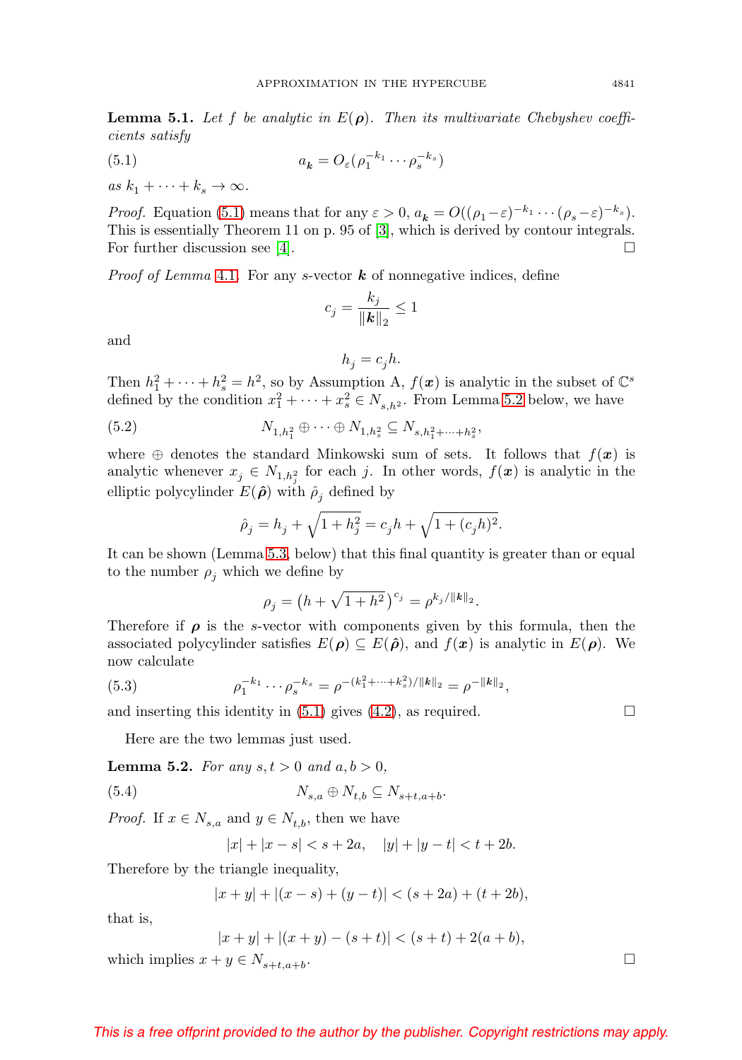**Lemma 5.1.** *Let $f$ be analytic in $E(\boldsymbol{\rho})$. Then its multivariate Chebyshev coefficients satisfy*

$$a_{\boldsymbol{k}} = O_\varepsilon(\rho_1^{-k_1} \cdots \rho_s^{-k_s}) \tag{5.1}$$

*as $k_1 + \cdots + k_s \to \infty$.*

*Proof.* Equation (5.1) means that for any $\varepsilon > 0$, $a_{\boldsymbol{k}} = O((\rho_1 - \varepsilon)^{-k_1} \cdots (\rho_s - \varepsilon)^{-k_s})$. This is essentially Theorem 11 on p. 95 of [3], which is derived by contour integrals. For further discussion see [4]. $\square$

*Proof of Lemma* 4.1. For any $s$-vector $\boldsymbol{k}$ of nonnegative indices, define

$$c_j = \frac{k_j}{\|\boldsymbol{k}\|_2} \le 1$$

and

$$h_j = c_j h.$$

Then $h_1^2 + \cdots + h_s^2 = h^2$, so by Assumption A, $f(\boldsymbol{x})$ is analytic in the subset of $\mathbb{C}^s$ defined by the condition $x_1^2 + \cdots + x_s^2 \in N_{s,h^2}$. From Lemma 5.2 below, we have

$$N_{1,h_1^2} \oplus \cdots \oplus N_{1,h_s^2} \subseteq N_{s,h_1^2 + \cdots + h_s^2}, \tag{5.2}$$

where $\oplus$ denotes the standard Minkowski sum of sets. It follows that $f(\boldsymbol{x})$ is analytic whenever $x_j \in N_{1,h_j^2}$ for each $j$. In other words, $f(\boldsymbol{x})$ is analytic in the elliptic polycylinder $E(\hat{\boldsymbol{\rho}})$ with $\hat{\rho}_j$ defined by

$$\hat{\rho}_j = h_j + \sqrt{1 + h_j^2} = c_j h + \sqrt{1 + (c_j h)^2}.$$

It can be shown (Lemma 5.3, below) that this final quantity is greater than or equal to the number $\rho_j$ which we define by

$$\rho_j = \left(h + \sqrt{1 + h^2}\right)^{c_j} = \rho^{k_j / \|\boldsymbol{k}\|_2}.$$

Therefore if $\boldsymbol{\rho}$ is the $s$-vector with components given by this formula, then the associated polycylinder satisfies $E(\boldsymbol{\rho}) \subseteq E(\hat{\boldsymbol{\rho}})$, and $f(\boldsymbol{x})$ is analytic in $E(\boldsymbol{\rho})$. We now calculate

$$\rho_1^{-k_1} \cdots \rho_s^{-k_s} = \rho^{-(k_1^2 + \cdots + k_s^2)/\|\boldsymbol{k}\|_2} = \rho^{-\|\boldsymbol{k}\|_2}, \tag{5.3}$$

and inserting this identity in (5.1) gives (4.2), as required. $\square$

Here are the two lemmas just used.

**Lemma 5.2.** *For any $s, t > 0$ and $a, b > 0$,*

$$N_{s,a} \oplus N_{t,b} \subseteq N_{s+t,a+b}. \tag{5.4}$$

*Proof.* If $x \in N_{s,a}$ and $y \in N_{t,b}$, then we have

$$|x| + |x - s| < s + 2a, \quad |y| + |y - t| < t + 2b.$$

Therefore by the triangle inequality,

$$|x + y| + |(x - s) + (y - t)| < (s + 2a) + (t + 2b),$$

that is,

$$|x + y| + |(x + y) - (s + t)| < (s + t) + 2(a + b),$$

which implies $x + y \in N_{s+t,a+b}$. $\square$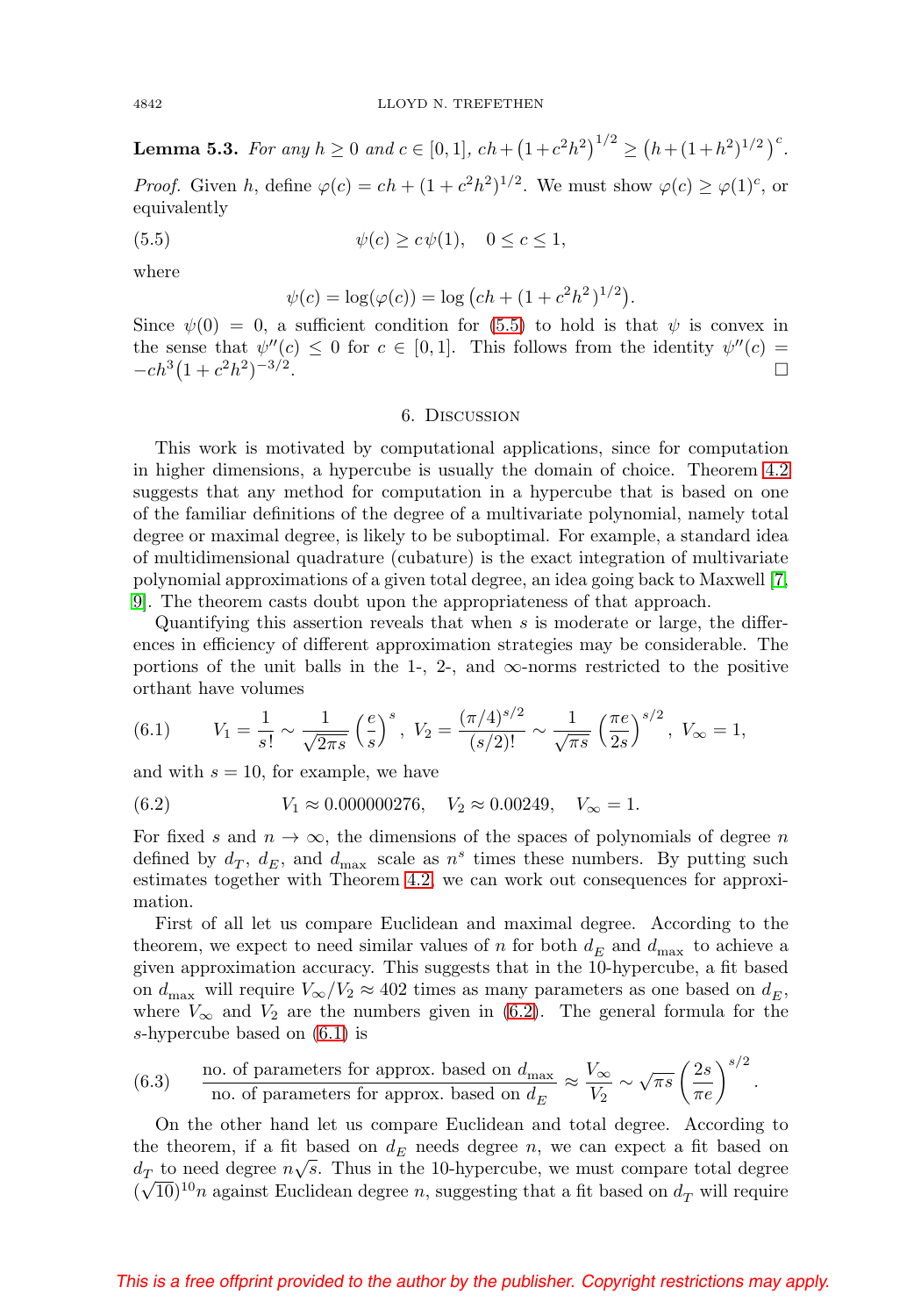**Lemma 5.3.** *For any $h \geq 0$ and $c \in [0,1]$, $ch + \left(1+c^2h^2\right)^{1/2} \geq \left(h + (1+h^2)^{1/2}\right)^c$.*

*Proof.* Given $h$, define $\varphi(c) = ch + (1+c^2h^2)^{1/2}$. We must show $\varphi(c) \geq \varphi(1)^c$, or equivalently

$$\psi(c) \geq c\,\psi(1), \quad 0 \leq c \leq 1, \tag{5.5}$$

where

$$\psi(c) = \log(\varphi(c)) = \log\left(ch + (1+c^2h^2)^{1/2}\right).$$

Since $\psi(0) = 0$, a sufficient condition for (5.5) to hold is that $\psi$ is convex in the sense that $\psi''(c) \leq 0$ for $c \in [0,1]$. This follows from the identity $\psi''(c) = -ch^3\left(1+c^2h^2\right)^{-3/2}$. ◻

## 6. Discussion

This work is motivated by computational applications, since for computation in higher dimensions, a hypercube is usually the domain of choice. Theorem 4.2 suggests that any method for computation in a hypercube that is based on one of the familiar definitions of the degree of a multivariate polynomial, namely total degree or maximal degree, is likely to be suboptimal. For example, a standard idea of multidimensional quadrature (cubature) is the exact integration of multivariate polynomial approximations of a given total degree, an idea going back to Maxwell [7, 9]. The theorem casts doubt upon the appropriateness of that approach.

Quantifying this assertion reveals that when $s$ is moderate or large, the differences in efficiency of different approximation strategies may be considerable. The portions of the unit balls in the 1-, 2-, and $\infty$-norms restricted to the positive orthant have volumes

$$V_1 = \frac{1}{s!} \sim \frac{1}{\sqrt{2\pi s}}\left(\frac{e}{s}\right)^s, \; V_2 = \frac{(\pi/4)^{s/2}}{(s/2)!} \sim \frac{1}{\sqrt{\pi s}}\left(\frac{\pi e}{2s}\right)^{s/2}, \; V_\infty = 1, \tag{6.1}$$

and with $s = 10$, for example, we have

$$V_1 \approx 0.000000276, \quad V_2 \approx 0.00249, \quad V_\infty = 1. \tag{6.2}$$

For fixed $s$ and $n \to \infty$, the dimensions of the spaces of polynomials of degree $n$ defined by $d_T$, $d_E$, and $d_{\max}$ scale as $n^s$ times these numbers. By putting such estimates together with Theorem 4.2, we can work out consequences for approximation.

First of all let us compare Euclidean and maximal degree. According to the theorem, we expect to need similar values of $n$ for both $d_E$ and $d_{\max}$ to achieve a given approximation accuracy. This suggests that in the 10-hypercube, a fit based on $d_{\max}$ will require $V_\infty/V_2 \approx 402$ times as many parameters as one based on $d_E$, where $V_\infty$ and $V_2$ are the numbers given in (6.2). The general formula for the $s$-hypercube based on (6.1) is

$$\frac{\text{no. of parameters for approx. based on } d_{\max}}{\text{no. of parameters for approx. based on } d_E} \approx \frac{V_\infty}{V_2} \sim \sqrt{\pi s}\left(\frac{2s}{\pi e}\right)^{s/2}. \tag{6.3}$$

On the other hand let us compare Euclidean and total degree. According to the theorem, if a fit based on $d_E$ needs degree $n$, we can expect a fit based on $d_T$ to need degree $n\sqrt{s}$. Thus in the 10-hypercube, we must compare total degree $(\sqrt{10})^{10}n$ against Euclidean degree $n$, suggesting that a fit based on $d_T$ will require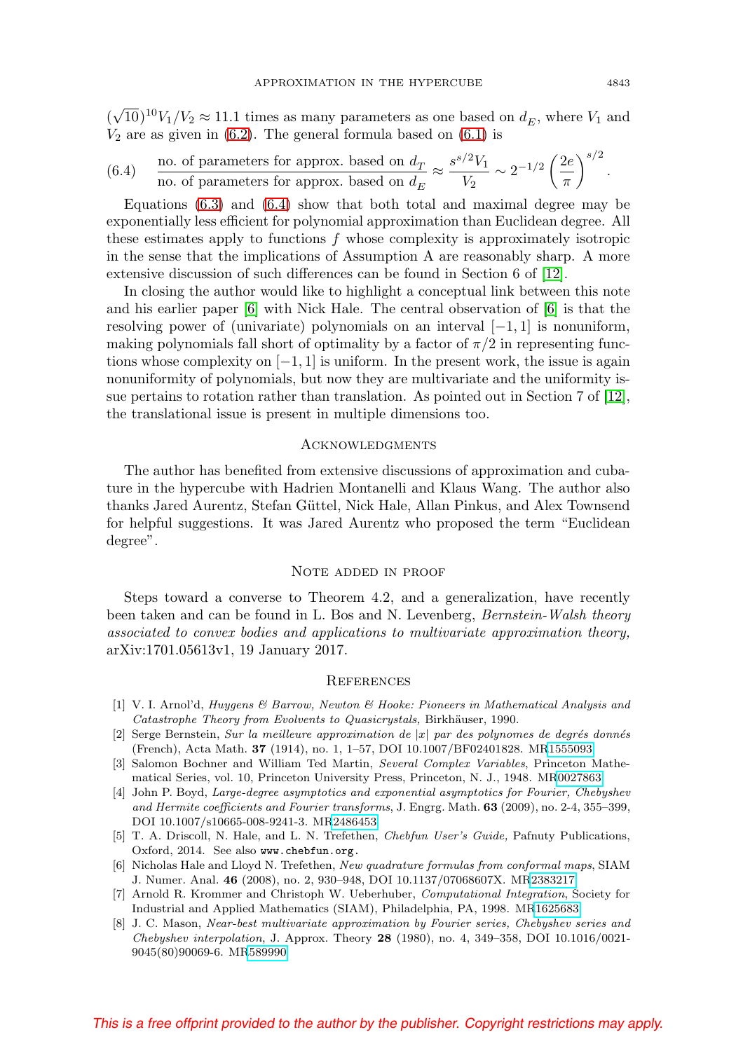$(\sqrt{10})^{10}V_1/V_2 \approx 11.1$ times as many parameters as one based on $d_E$, where $V_1$ and $V_2$ are as given in (6.2). The general formula based on (6.1) is

$$\text{(6.4)} \qquad \frac{\text{no. of parameters for approx. based on } d_T}{\text{no. of parameters for approx. based on } d_E} \approx \frac{s^{s/2}V_1}{V_2} \sim 2^{-1/2}\left(\frac{2e}{\pi}\right)^{s/2}.$$

Equations (6.3) and (6.4) show that both total and maximal degree may be exponentially less efficient for polynomial approximation than Euclidean degree. All these estimates apply to functions $f$ whose complexity is approximately isotropic in the sense that the implications of Assumption A are reasonably sharp. A more extensive discussion of such differences can be found in Section 6 of [12].

In closing the author would like to highlight a conceptual link between this note and his earlier paper [6] with Nick Hale. The central observation of [6] is that the resolving power of (univariate) polynomials on an interval $[-1,1]$ is nonuniform, making polynomials fall short of optimality by a factor of $\pi/2$ in representing functions whose complexity on $[-1,1]$ is uniform. In the present work, the issue is again nonuniformity of polynomials, but now they are multivariate and the uniformity issue pertains to rotation rather than translation. As pointed out in Section 7 of [12], the translational issue is present in multiple dimensions too.

## Acknowledgments

The author has benefited from extensive discussions of approximation and cubature in the hypercube with Hadrien Montanelli and Klaus Wang. The author also thanks Jared Aurentz, Stefan Güttel, Nick Hale, Allan Pinkus, and Alex Townsend for helpful suggestions. It was Jared Aurentz who proposed the term "Euclidean degree".

## Note added in proof

Steps toward a converse to Theorem 4.2, and a generalization, have recently been taken and can be found in L. Bos and N. Levenberg, *Bernstein-Walsh theory associated to convex bodies and applications to multivariate approximation theory,* arXiv:1701.05613v1, 19 January 2017.

## References

[1] V. I. Arnol'd, *Huygens & Barrow, Newton & Hooke: Pioneers in Mathematical Analysis and Catastrophe Theory from Evolvents to Quasicrystals,* Birkhäuser, 1990.

[2] Serge Bernstein, *Sur la meilleure approximation de |x| par des polynomes de degrés donnés* (French), Acta Math. **37** (1914), no. 1, 1–57, DOI 10.1007/BF02401828. MR1555093

[3] Salomon Bochner and William Ted Martin, *Several Complex Variables*, Princeton Mathematical Series, vol. 10, Princeton University Press, Princeton, N. J., 1948. MR0027863

[4] John P. Boyd, *Large-degree asymptotics and exponential asymptotics for Fourier, Chebyshev and Hermite coefficients and Fourier transforms*, J. Engrg. Math. **63** (2009), no. 2-4, 355–399, DOI 10.1007/s10665-008-9241-3. MR2486453

[5] T. A. Driscoll, N. Hale, and L. N. Trefethen, *Chebfun User's Guide,* Pafnuty Publications, Oxford, 2014. See also www.chebfun.org.

[6] Nicholas Hale and Lloyd N. Trefethen, *New quadrature formulas from conformal maps*, SIAM J. Numer. Anal. **46** (2008), no. 2, 930–948, DOI 10.1137/07068607X. MR2383217

[7] Arnold R. Krommer and Christoph W. Ueberhuber, *Computational Integration*, Society for Industrial and Applied Mathematics (SIAM), Philadelphia, PA, 1998. MR1625683

[8] J. C. Mason, *Near-best multivariate approximation by Fourier series, Chebyshev series and Chebyshev interpolation*, J. Approx. Theory **28** (1980), no. 4, 349–358, DOI 10.1016/0021-9045(80)90069-6. MR589990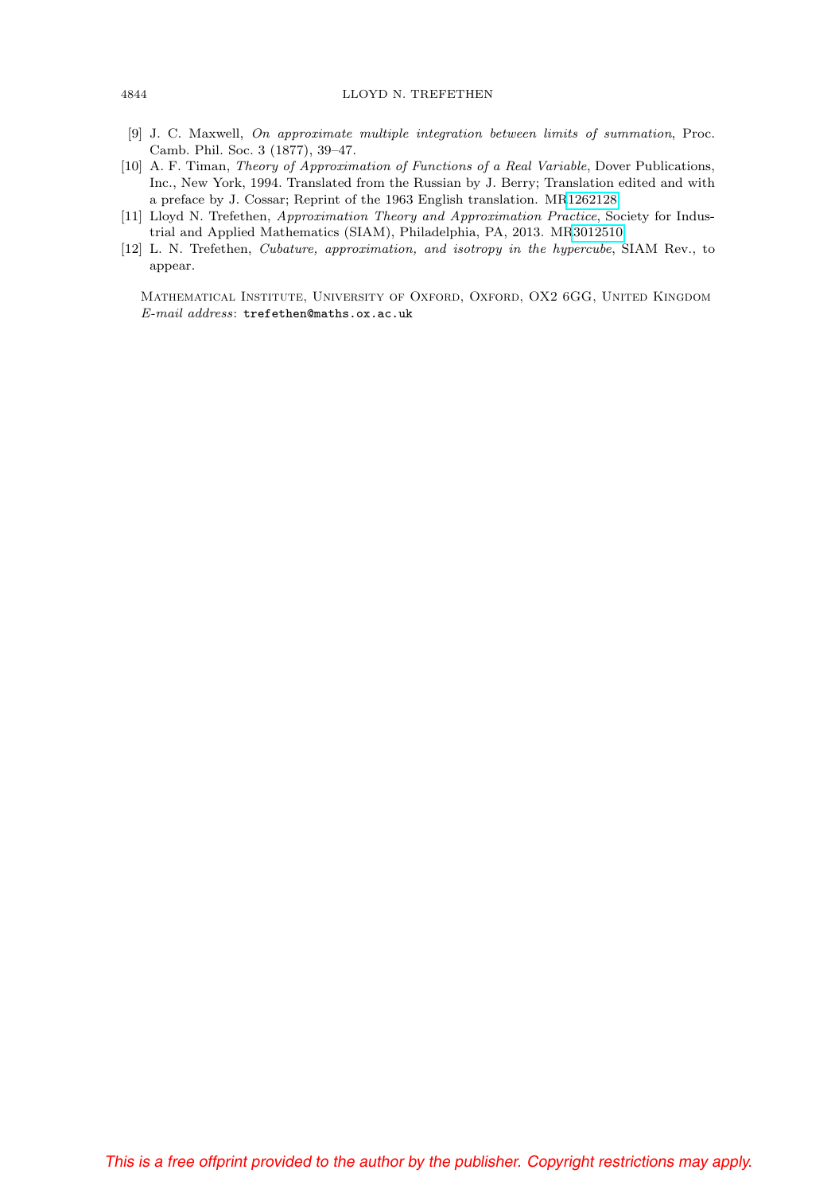[9] J. C. Maxwell, *On approximate multiple integration between limits of summation*, Proc. Camb. Phil. Soc. 3 (1877), 39–47.

[10] A. F. Timan, *Theory of Approximation of Functions of a Real Variable*, Dover Publications, Inc., New York, 1994. Translated from the Russian by J. Berry; Translation edited and with a preface by J. Cossar; Reprint of the 1963 English translation. MR1262128

[11] Lloyd N. Trefethen, *Approximation Theory and Approximation Practice*, Society for Industrial and Applied Mathematics (SIAM), Philadelphia, PA, 2013. MR3012510

[12] L. N. Trefethen, *Cubature, approximation, and isotropy in the hypercube*, SIAM Rev., to appear.

Mathematical Institute, University of Oxford, Oxford, OX2 6GG, United Kingdom
*E-mail address*: `trefethen@maths.ox.ac.uk`

This is a free offprint provided to the author by the publisher. Copyright restrictions may apply.